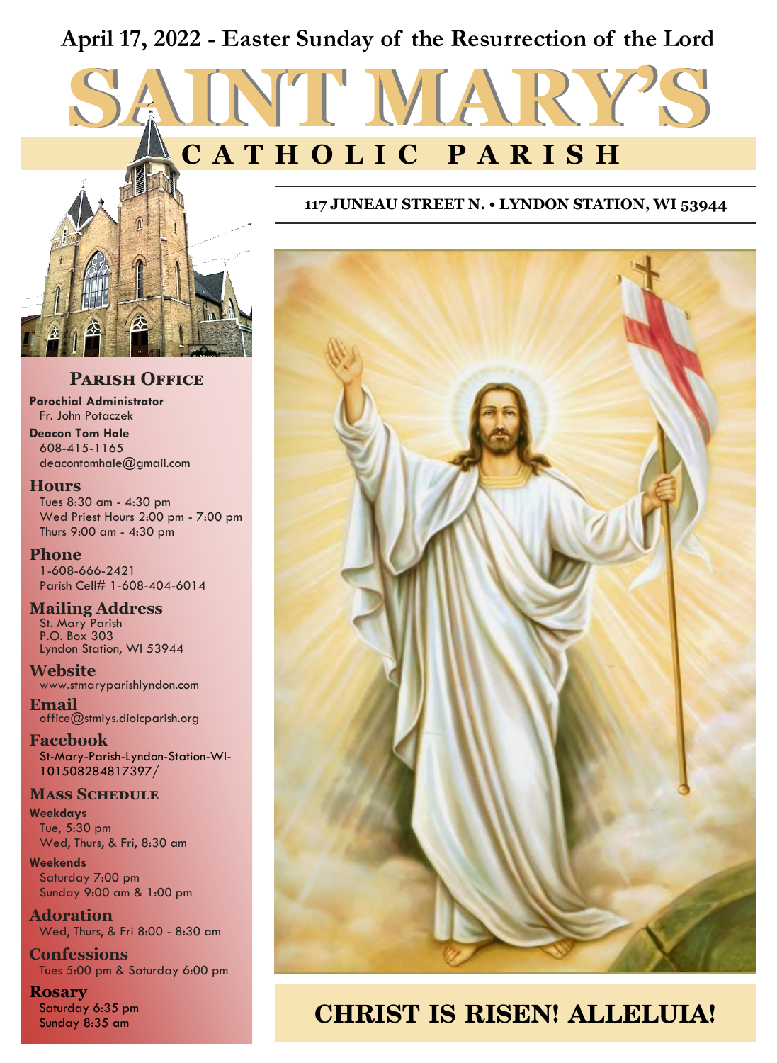April 17, 2022 - Easter Sunday of the Resurrection of the Lord

# SAINT MARY'S

## CATHOLIC PARISH

117 JUNEAU STREET N. • LYNDON STATION, WI 53944

### PARISH OFFICE

**Parochial Administrator**
Fr. John Potaczek

**Deacon Tom Hale**
608-415-1165
deacontomhale@gmail.com

**Hours**
Tues 8:30 am - 4:30 pm
Wed Priest Hours 2:00 pm - 7:00 pm
Thurs 9:00 am - 4:30 pm

**Phone**
1-608-666-2421
Parish Cell# 1-608-404-6014

**Mailing Address**
St. Mary Parish
P.O. Box 303
Lyndon Station, WI 53944

**Website**
www.stmaryparishlyndon.com

**Email**
office@stmlys.diolcparish.org

**Facebook**
St-Mary-Parish-Lyndon-Station-WI-101508284817397/

### MASS SCHEDULE

**Weekdays**
Tue, 5:30 pm
Wed, Thurs, & Fri, 8:30 am

**Weekends**
Saturday 7:00 pm
Sunday 9:00 am & 1:00 pm

**Adoration**
Wed, Thurs, & Fri 8:00 - 8:30 am

**Confessions**
Tues 5:00 pm & Saturday 6:00 pm

**Rosary**
Saturday 6:35 pm
Sunday 8:35 am

## CHRIST IS RISEN! ALLELUIA!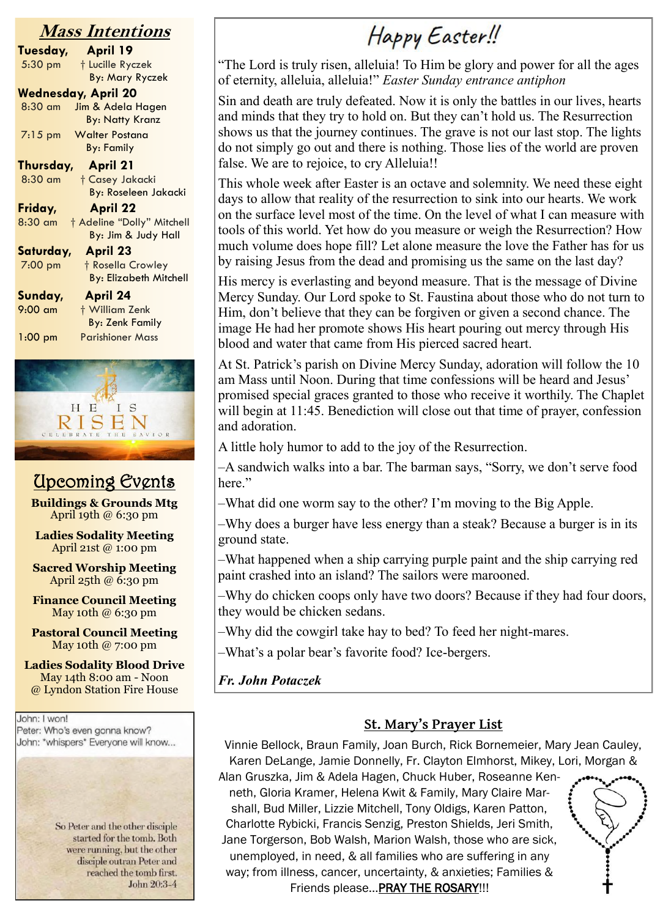## Mass Intentions

**Tuesday, April 19**
5:30 pm † Lucille Ryczek
By: Mary Ryczek

**Wednesday, April 20**
8:30 am Jim & Adela Hagen
By: Natty Kranz
7:15 pm Walter Postana
By: Family

**Thursday, April 21**
8:30 am † Casey Jakacki
By: Roseleen Jakacki

**Friday, April 22**
8:30 am † Adeline "Dolly" Mitchell
By: Jim & Judy Hall

**Saturday, April 23**
7:00 pm † Rosella Crowley
By: Elizabeth Mitchell

**Sunday, April 24**
9:00 am † William Zenk
By: Zenk Family
1:00 pm Parishioner Mass

HE IS RISEN
CELEBRATE THE SAVIOR

## Upcoming Events

**Buildings & Grounds Mtg**
April 19th @ 6:30 pm

**Ladies Sodality Meeting**
April 21st @ 1:00 pm

**Sacred Worship Meeting**
April 25th @ 6:30 pm

**Finance Council Meeting**
May 10th @ 6:30 pm

**Pastoral Council Meeting**
May 10th @ 7:00 pm

**Ladies Sodality Blood Drive**
May 14th 8:00 am - Noon
@ Lyndon Station Fire House

John: I won!
Peter: Who's even gonna know?
John: *whispers* Everyone will know...

So Peter and the other disciple started for the tomb. Both were running, but the other disciple outran Peter and reached the tomb first.
John 20:3-4

# Happy Easter!!

"The Lord is truly risen, alleluia! To Him be glory and power for all the ages of eternity, alleluia, alleluia!" *Easter Sunday entrance antiphon*

Sin and death are truly defeated. Now it is only the battles in our lives, hearts and minds that they try to hold on. But they can't hold us. The Resurrection shows us that the journey continues. The grave is not our last stop. The lights do not simply go out and there is nothing. Those lies of the world are proven false. We are to rejoice, to cry Alleluia!!

This whole week after Easter is an octave and solemnity. We need these eight days to allow that reality of the resurrection to sink into our hearts. We work on the surface level most of the time. On the level of what I can measure with tools of this world. Yet how do you measure or weigh the Resurrection? How much volume does hope fill? Let alone measure the love the Father has for us by raising Jesus from the dead and promising us the same on the last day?

His mercy is everlasting and beyond measure. That is the message of Divine Mercy Sunday. Our Lord spoke to St. Faustina about those who do not turn to Him, don't believe that they can be forgiven or given a second chance. The image He had her promote shows His heart pouring out mercy through His blood and water that came from His pierced sacred heart.

At St. Patrick's parish on Divine Mercy Sunday, adoration will follow the 10 am Mass until Noon. During that time confessions will be heard and Jesus' promised special graces granted to those who receive it worthily. The Chaplet will begin at 11:45. Benediction will close out that time of prayer, confession and adoration.

A little holy humor to add to the joy of the Resurrection.

–A sandwich walks into a bar. The barman says, "Sorry, we don't serve food here."

–What did one worm say to the other? I'm moving to the Big Apple.

–Why does a burger have less energy than a steak? Because a burger is in its ground state.

–What happened when a ship carrying purple paint and the ship carrying red paint crashed into an island? The sailors were marooned.

–Why do chicken coops only have two doors? Because if they had four doors, they would be chicken sedans.

–Why did the cowgirl take hay to bed? To feed her night-mares.

–What's a polar bear's favorite food? Ice-bergers.

***Fr. John Potaczek***

## St. Mary's Prayer List

Vinnie Bellock, Braun Family, Joan Burch, Rick Bornemeier, Mary Jean Cauley, Karen DeLange, Jamie Donnelly, Fr. Clayton Elmhorst, Mikey, Lori, Morgan & Alan Gruszka, Jim & Adela Hagen, Chuck Huber, Roseanne Kenneth, Gloria Kramer, Helena Kwit & Family, Mary Claire Marshall, Bud Miller, Lizzie Mitchell, Tony Oldigs, Karen Patton, Charlotte Rybicki, Francis Senzig, Preston Shields, Jeri Smith, Jane Torgerson, Bob Walsh, Marion Walsh, those who are sick, unemployed, in need, & all families who are suffering in any way; from illness, cancer, uncertainty, & anxieties; Families & Friends please...PRAY THE ROSARY!!!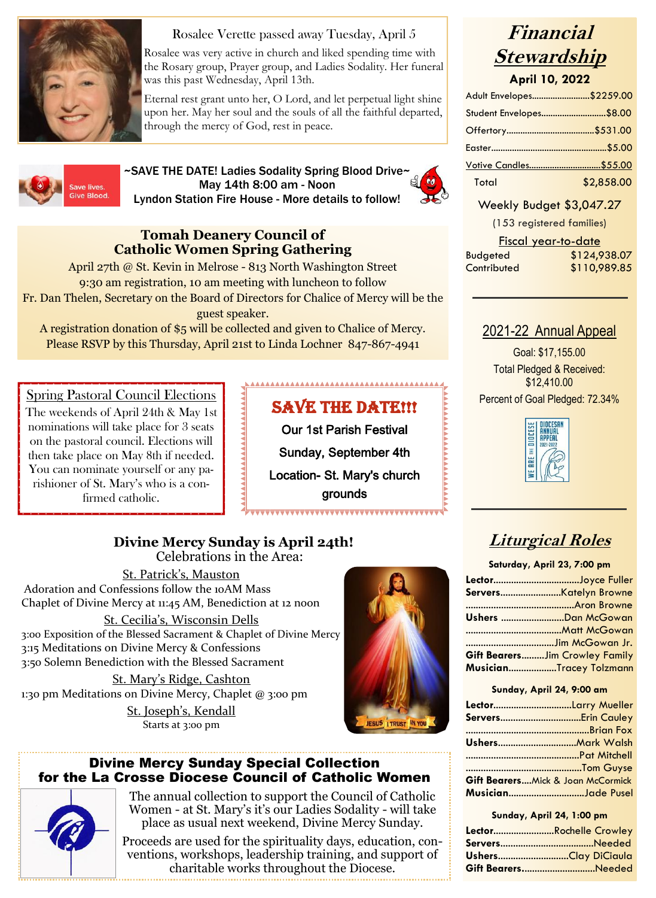Rosalee Verette passed away Tuesday, April 5

Rosalee was very active in church and liked spending time with the Rosary group, Prayer group, and Ladies Sodality. Her funeral was this past Wednesday, April 13th.

Eternal rest grant unto her, O Lord, and let perpetual light shine upon her. May her soul and the souls of all the faithful departed, through the mercy of God, rest in peace.

Save lives. Give Blood.

**~SAVE THE DATE! Ladies Sodality Spring Blood Drive~**
**May 14th 8:00 am - Noon**
**Lyndon Station Fire House - More details to follow!**

## Tomah Deanery Council of Catholic Women Spring Gathering

April 27th @ St. Kevin in Melrose - 813 North Washington Street
9:30 am registration, 10 am meeting with luncheon to follow
Fr. Dan Thelen, Secretary on the Board of Directors for Chalice of Mercy will be the guest speaker.
A registration donation of $5 will be collected and given to Chalice of Mercy.
Please RSVP by this Thursday, April 21st to Linda Lochner 847-867-4941

### Spring Pastoral Council Elections

The weekends of April 24th & May 1st nominations will take place for 3 seats on the pastoral council. Elections will then take place on May 8th if needed. You can nominate yourself or any parishioner of St. Mary's who is a confirmed catholic.

### SAVE THE DATE!!!

**Our 1st Parish Festival**
**Sunday, September 4th**
**Location- St. Mary's church grounds**

## Divine Mercy Sunday is April 24th!
Celebrations in the Area:

St. Patrick's, Mauston
Adoration and Confessions follow the 10AM Mass
Chaplet of Divine Mercy at 11:45 AM, Benediction at 12 noon

St. Cecilia's, Wisconsin Dells
3:00 Exposition of the Blessed Sacrament & Chaplet of Divine Mercy
3:15 Meditations on Divine Mercy & Confessions
3:50 Solemn Benediction with the Blessed Sacrament

St. Mary's Ridge, Cashton
1:30 pm Meditations on Divine Mercy, Chaplet @ 3:00 pm

St. Joseph's, Kendall
Starts at 3:00 pm

JESUS I TRUST IN YOU

## Divine Mercy Sunday Special Collection for the La Crosse Diocese Council of Catholic Women

The annual collection to support the Council of Catholic Women - at St. Mary's it's our Ladies Sodality - will take place as usual next weekend, Divine Mercy Sunday.

Proceeds are used for the spirituality days, education, conventions, workshops, leadership training, and support of charitable works throughout the Diocese.

## *Financial Stewardship*

**April 10, 2022**

| | |
|---|---|
| Adult Envelopes | $2259.00 |
| Student Envelopes | $8.00 |
| Offertory | $531.00 |
| Easter | $5.00 |
| Votive Candles | $55.00 |
| Total | $2,858.00 |

Weekly Budget $3,047.27
(153 registered families)

Fiscal year-to-date

| | |
|---|---|
| Budgeted | $124,938.07 |
| Contributed | $110,989.85 |

### 2021-22 Annual Appeal

Goal: $17,155.00
Total Pledged & Received: $12,410.00
Percent of Goal Pledged: 72.34%

WE ARE THE DIOCESE — DIOCESAN ANNUAL APPEAL 2021-2022

## *Liturgical Roles*

**Saturday, April 23, 7:00 pm**

**Lector** — Joyce Fuller
**Servers** — Katelyn Browne, Aron Browne
**Ushers** — Dan McGowan, Matt McGowan, Jim McGowan Jr.
**Gift Bearers** — Jim Crowley Family
**Musician** — Tracey Tolzmann

**Sunday, April 24, 9:00 am**

**Lector** — Larry Mueller
**Servers** — Erin Cauley, Brian Fox
**Ushers** — Mark Walsh, Pat Mitchell, Tom Guyse
**Gift Bearers** — Mick & Joan McCormick
**Musician** — Jade Pusel

**Sunday, April 24, 1:00 pm**

**Lector** — Rochelle Crowley
**Servers** — Needed
**Ushers** — Clay DiCiaula
**Gift Bearers** — Needed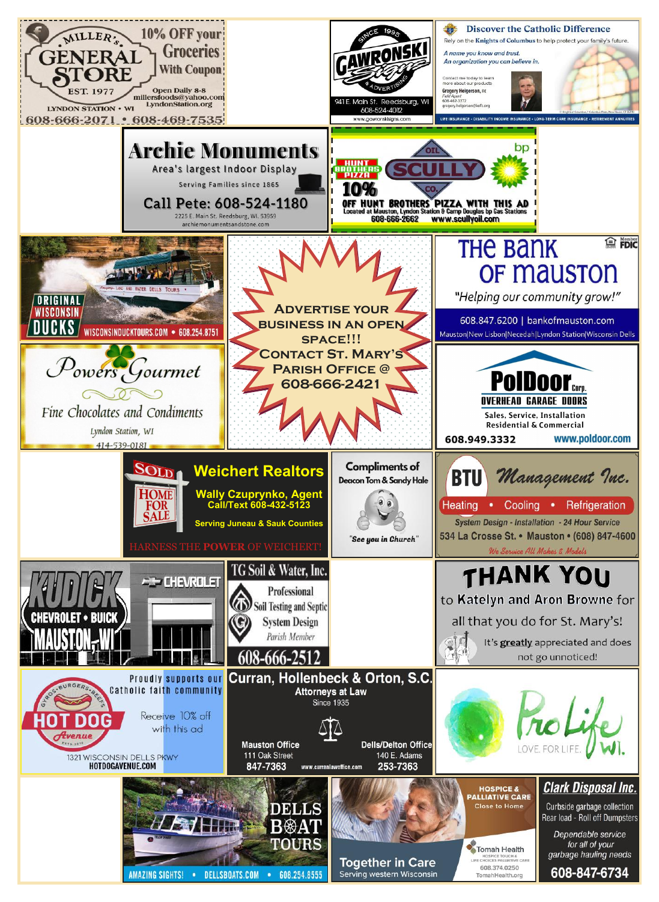**Miller's General Store**
EST. 1977
LYNDON STATION • WI
10% OFF your Groceries With Coupon
Open Daily 8-8
millersfoods@yahoo.com
LyndonStation.org
608-666-2071 • 608-469-7535

**Gawronski Signs & Advertising**
SINCE 1995
941 E. Main St. Reedsburg, WI
608-524-4012
www.gawronskisigns.com

**Discover the Catholic Difference**
Rely on the Knights of Columbus to help protect your family's future.
*A name you know and trust.*
*An organization you can believe in.*
Contact me today to learn more about our products
Gregory Helgerson, FIC
Field Agent
608-462-3372
gregory.helgerson@kofc.org
LIFE INSURANCE • DISABILITY INCOME INSURANCE • LONG-TERM CARE INSURANCE • RETIREMENT ANNUITIES

**Archie Monuments**
Area's largest Indoor Display
Serving Families since 1865
Call Pete: 608-524-1180
2225 E. Main St. Reedsburg, WI. 53959
archiemonumentsandstone.com

**Scully Oil Co.** bp
Hunt Brothers Pizza
10% OFF HUNT BROTHERS PIZZA WITH THIS AD
Located at Mauston, Lyndon Station & Camp Douglas bp Gas Stations
608-666-2662 www.scullyoil.com

**Original Wisconsin Ducks**
WISCONSINDUCKTOURS.COM • 608.254.8751

**Advertise your business in an open space!!! Contact St. Mary's Parish Office @ 608-666-2421**

**The Bank of Mauston** Member FDIC
"Helping our community grow!"
608.847.6200 | bankofmauston.com
Mauston|New Lisbon|Necedah|Lyndon Station|Wisconsin Dells

**Powers Gourmet**
Fine Chocolates and Condiments
Lyndon Station, WI
414-539-0181

**PolDoor Corp.**
OVERHEAD GARAGE DOORS
Sales, Service, Installation
Residential & Commercial
608.949.3332 www.poldoor.com

**Weichert Realtors**
Wally Czuprynko, Agent
Call/Text 608-432-5123
Serving Juneau & Sauk Counties
HARNESS THE POWER OF WEICHERT!

**Compliments of**
Deacon Tom & Sandy Hale
"See you in Church"

**BTU Management Inc.**
Heating • Cooling • Refrigeration
System Design - Installation - 24 Hour Service
534 La Crosse St. • Mauston • (608) 847-4600
We Service All Makes & Models

**Kudick Chevrolet • Buick**
MAUSTON, WI

**TG Soil & Water, Inc.**
Professional Soil Testing and Septic System Design
Parish Member
608-666-2512

**THANK YOU** to Katelyn and Aron Browne for all that you do for St. Mary's!
It's greatly appreciated and does not go unnoticed!

**Hot Dog Avenue**
Gyros • Burgers • Beers
Proudly supports our Catholic faith community
Receive 10% off with this ad
1321 WISCONSIN DELLS PKWY
HOTDOGAVENUE.COM

**Curran, Hollenbeck & Orton, S.C.**
Attorneys at Law
Since 1935
Mauston Office
111 Oak Street
847-7363
Dells/Delton Office
140 E. Adams
253-7363
www.curranlawoffice.com

**ProLife WI.**
LOVE. FOR LIFE.

**Dells Boat Tours**
AMAZING SIGHTS! • DELLSBOATS.COM • 608.254.8555

**Hospice & Palliative Care**
Close to Home
Together in Care
Serving western Wisconsin
Tomah Health
608.374.0250
TomahHealth.org

**Clark Disposal Inc.**
Curbside garbage collection
Rear load - Roll off Dumpsters
Dependable service for all of your garbage hauling needs
608-847-6734